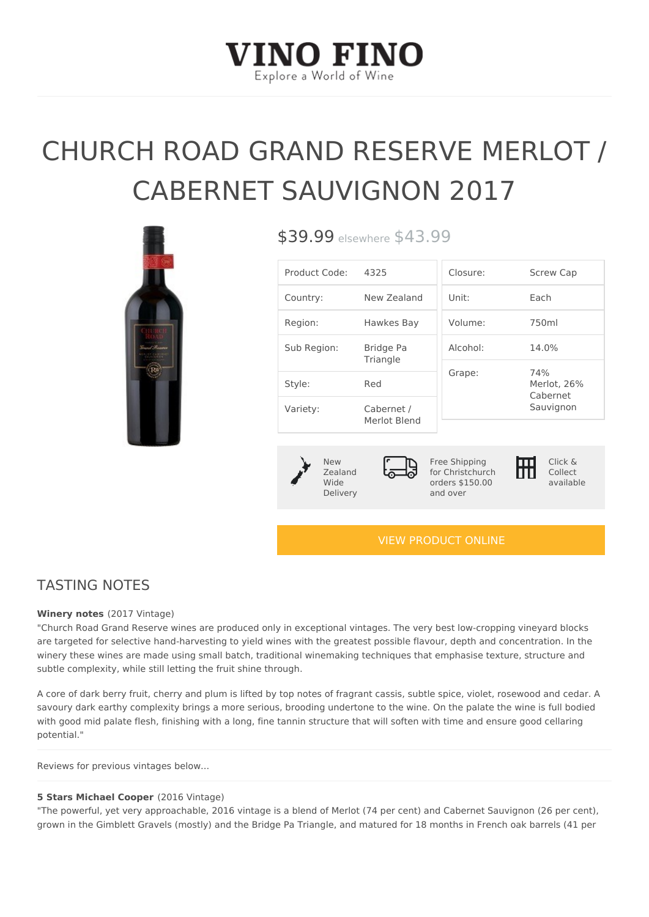# VINO FINO

Explore a World of Wine

# CHURCH ROAD GRAND RESERVE MERLOT / CABERNET SAUVIGNON 2017

$39.99 elsewhere $43.99

| | |
|---|---|
| Product Code: | 4325 |
| Country: | New Zealand |
| Region: | Hawkes Bay |
| Sub Region: | Bridge Pa Triangle |
| Style: | Red |
| Variety: | Cabernet / Merlot Blend |

| | |
|---|---|
| Closure: | Screw Cap |
| Unit: | Each |
| Volume: | 750ml |
| Alcohol: | 14.0% |
| Grape: | 74% Merlot, 26% Cabernet Sauvignon |

New Zealand Wide Delivery

Free Shipping for Christchurch orders $150.00 and over

Click & Collect available

VIEW PRODUCT ONLINE

## TASTING NOTES

**Winery notes** (2017 Vintage)

"Church Road Grand Reserve wines are produced only in exceptional vintages. The very best low-cropping vineyard blocks are targeted for selective hand-harvesting to yield wines with the greatest possible flavour, depth and concentration. In the winery these wines are made using small batch, traditional winemaking techniques that emphasise texture, structure and subtle complexity, while still letting the fruit shine through.

A core of dark berry fruit, cherry and plum is lifted by top notes of fragrant cassis, subtle spice, violet, rosewood and cedar. A savoury dark earthy complexity brings a more serious, brooding undertone to the wine. On the palate the wine is full bodied with good mid palate flesh, finishing with a long, fine tannin structure that will soften with time and ensure good cellaring potential."

Reviews for previous vintages below...

**5 Stars Michael Cooper** (2016 Vintage)

"The powerful, yet very approachable, 2016 vintage is a blend of Merlot (74 per cent) and Cabernet Sauvignon (26 per cent), grown in the Gimblett Gravels (mostly) and the Bridge Pa Triangle, and matured for 18 months in French oak barrels (41 per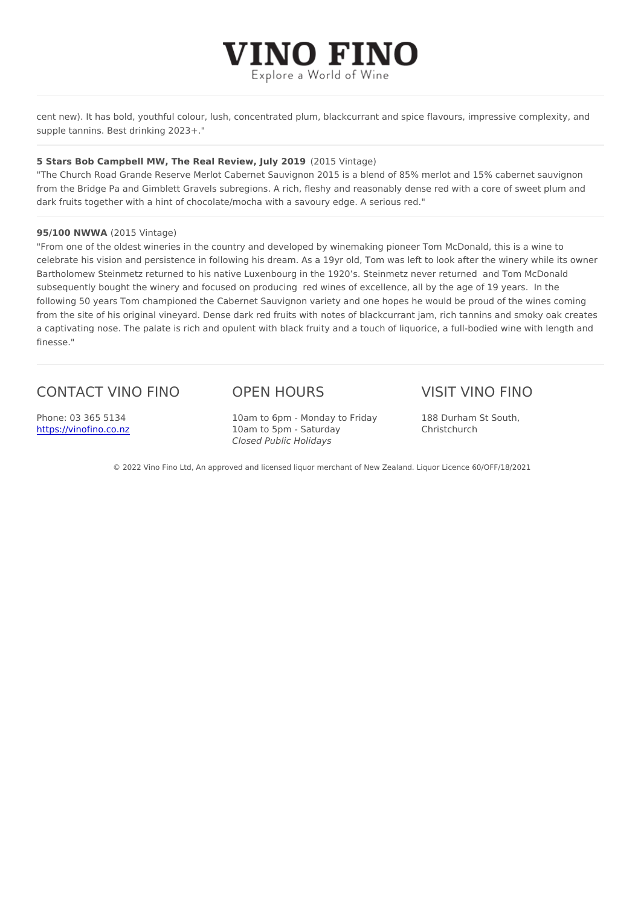cent new). It has bold, youthful colour, lush, concentrated plum, blackcurrant and spice flavours, impressive complexity, and supple tannins. Best drinking 2023+."

---

**5 Stars Bob Campbell MW, The Real Review, July 2019** (2015 Vintage)
"The Church Road Grande Reserve Merlot Cabernet Sauvignon 2015 is a blend of 85% merlot and 15% cabernet sauvignon from the Bridge Pa and Gimblett Gravels subregions. A rich, fleshy and reasonably dense red with a core of sweet plum and dark fruits together with a hint of chocolate/mocha with a savoury edge. A serious red."

---

**95/100 NWWA** (2015 Vintage)
"From one of the oldest wineries in the country and developed by winemaking pioneer Tom McDonald, this is a wine to celebrate his vision and persistence in following his dream. As a 19yr old, Tom was left to look after the winery while its owner Bartholomew Steinmetz returned to his native Luxenbourg in the 1920's. Steinmetz never returned and Tom McDonald subsequently bought the winery and focused on producing red wines of excellence, all by the age of 19 years. In the following 50 years Tom championed the Cabernet Sauvignon variety and one hopes he would be proud of the wines coming from the site of his original vineyard. Dense dark red fruits with notes of blackcurrant jam, rich tannins and smoky oak creates a captivating nose. The palate is rich and opulent with black fruity and a touch of liquorice, a full-bodied wine with length and finesse."

---

## CONTACT VINO FINO

Phone: 03 365 5134
https://vinofino.co.nz

## OPEN HOURS

10am to 6pm - Monday to Friday
10am to 5pm - Saturday
*Closed Public Holidays*

## VISIT VINO FINO

188 Durham St South,
Christchurch

© 2022 Vino Fino Ltd, An approved and licensed liquor merchant of New Zealand. Liquor Licence 60/OFF/18/2021